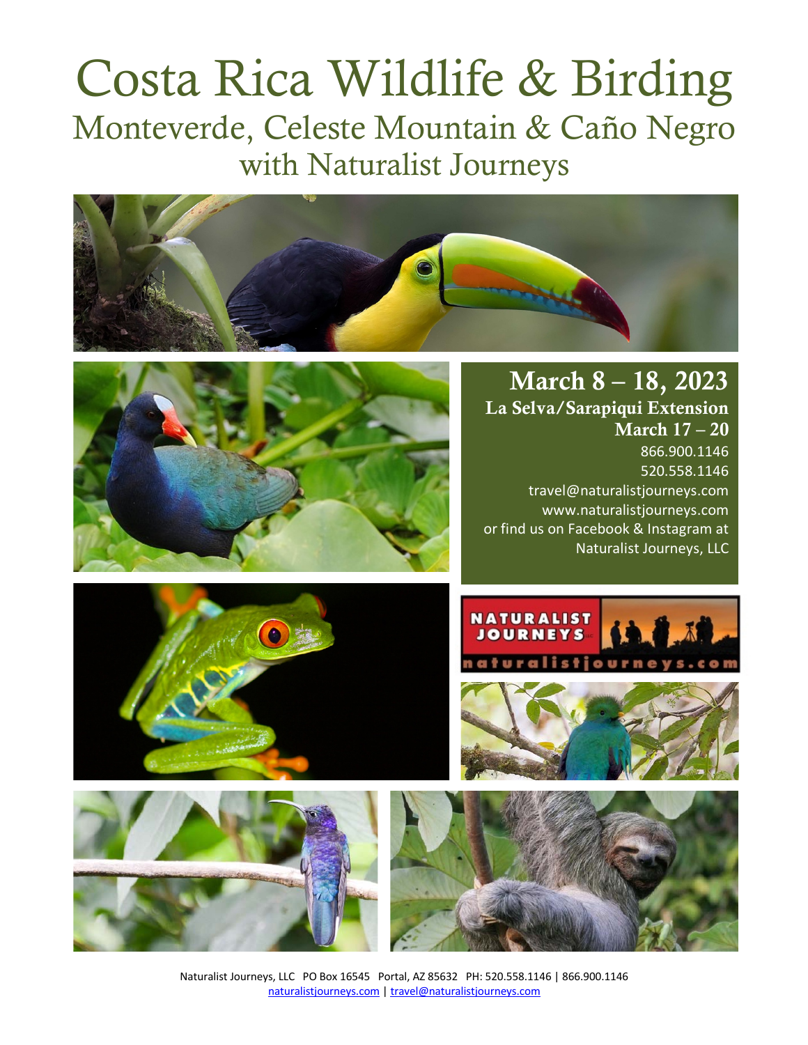# Costa Rica Wildlife & Birding

## Monteverde, Celeste Mountain & Caño Negro

## with Naturalist Journeys

**March 8 – 18, 2023**

**La Selva/Sarapiqui Extension**

**March 17 – 20**

866.900.1146

520.558.1146

travel@naturalistjourneys.com

www.naturalistjourneys.com

or find us on Facebook & Instagram at

Naturalist Journeys, LLC

Naturalist Journeys, LLC PO Box 16545 Portal, AZ 85632 PH: 520.558.1146 | 866.900.1146

naturalistjourneys.com | travel@naturalistjourneys.com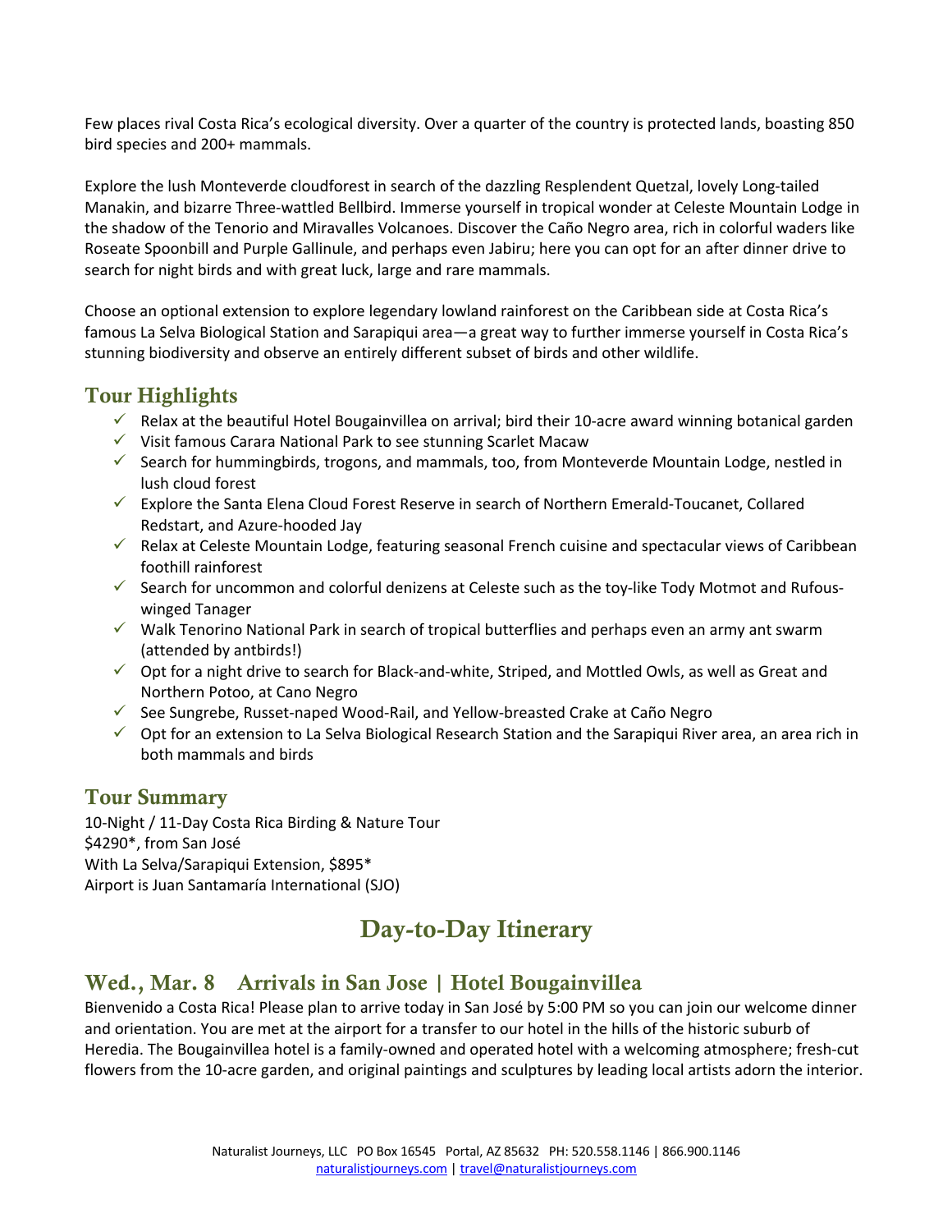Few places rival Costa Rica's ecological diversity. Over a quarter of the country is protected lands, boasting 850 bird species and 200+ mammals.

Explore the lush Monteverde cloudforest in search of the dazzling Resplendent Quetzal, lovely Long-tailed Manakin, and bizarre Three-wattled Bellbird. Immerse yourself in tropical wonder at Celeste Mountain Lodge in the shadow of the Tenorio and Miravalles Volcanoes. Discover the Caño Negro area, rich in colorful waders like Roseate Spoonbill and Purple Gallinule, and perhaps even Jabiru; here you can opt for an after dinner drive to search for night birds and with great luck, large and rare mammals.

Choose an optional extension to explore legendary lowland rainforest on the Caribbean side at Costa Rica's famous La Selva Biological Station and Sarapiqui area—a great way to further immerse yourself in Costa Rica's stunning biodiversity and observe an entirely different subset of birds and other wildlife.

## Tour Highlights

- ✓ Relax at the beautiful Hotel Bougainvillea on arrival; bird their 10-acre award winning botanical garden
- ✓ Visit famous Carara National Park to see stunning Scarlet Macaw
- ✓ Search for hummingbirds, trogons, and mammals, too, from Monteverde Mountain Lodge, nestled in lush cloud forest
- ✓ Explore the Santa Elena Cloud Forest Reserve in search of Northern Emerald-Toucanet, Collared Redstart, and Azure-hooded Jay
- ✓ Relax at Celeste Mountain Lodge, featuring seasonal French cuisine and spectacular views of Caribbean foothill rainforest
- ✓ Search for uncommon and colorful denizens at Celeste such as the toy-like Tody Motmot and Rufous-winged Tanager
- ✓ Walk Tenorino National Park in search of tropical butterflies and perhaps even an army ant swarm (attended by antbirds!)
- ✓ Opt for a night drive to search for Black-and-white, Striped, and Mottled Owls, as well as Great and Northern Potoo, at Cano Negro
- ✓ See Sungrebe, Russet-naped Wood-Rail, and Yellow-breasted Crake at Caño Negro
- ✓ Opt for an extension to La Selva Biological Research Station and the Sarapiqui River area, an area rich in both mammals and birds

## Tour Summary

10-Night / 11-Day Costa Rica Birding & Nature Tour
$4290*, from San José
With La Selva/Sarapiqui Extension, $895*
Airport is Juan Santamaría International (SJO)

# Day-to-Day Itinerary

## Wed., Mar. 8 Arrivals in San Jose | Hotel Bougainvillea

Bienvenido a Costa Rica! Please plan to arrive today in San José by 5:00 PM so you can join our welcome dinner and orientation. You are met at the airport for a transfer to our hotel in the hills of the historic suburb of Heredia. The Bougainvillea hotel is a family-owned and operated hotel with a welcoming atmosphere; fresh-cut flowers from the 10-acre garden, and original paintings and sculptures by leading local artists adorn the interior.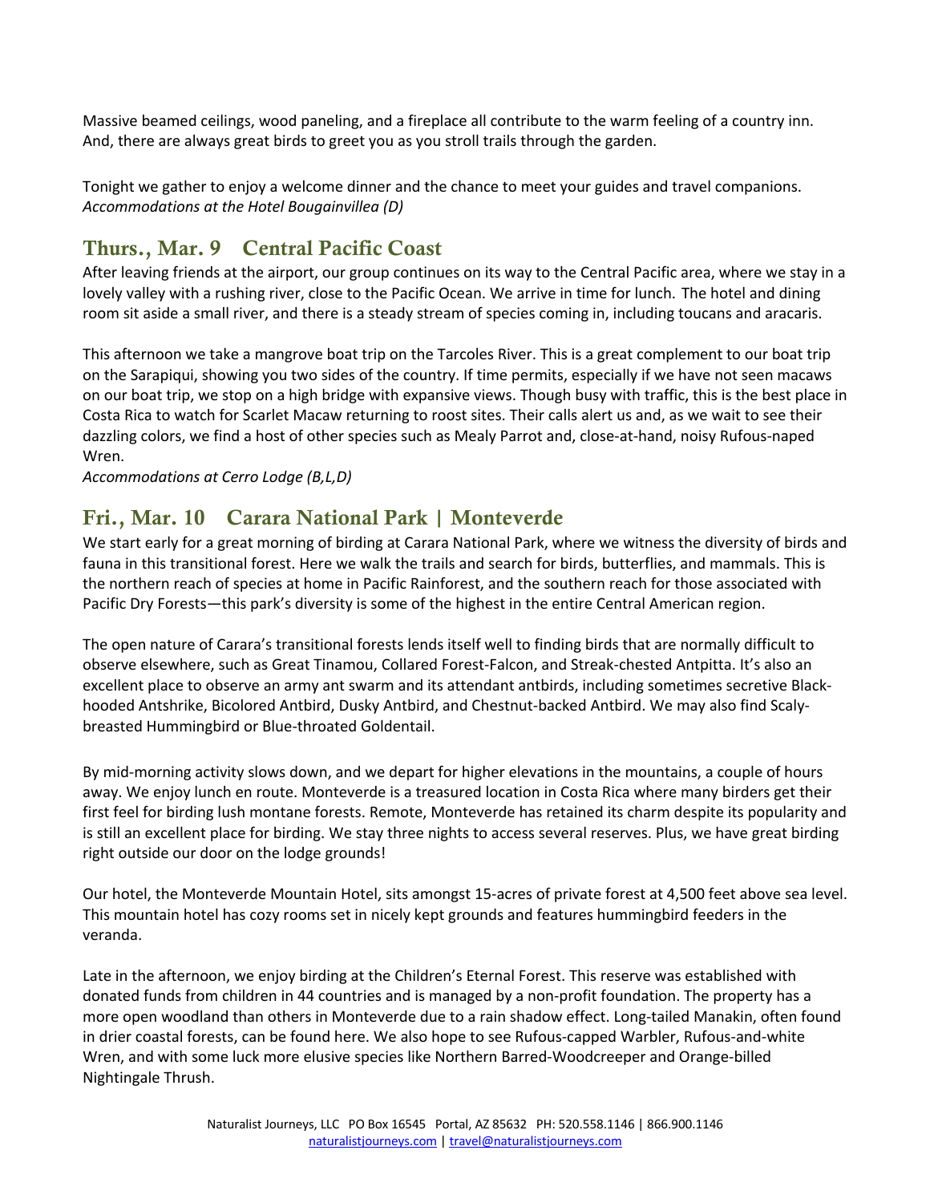Massive beamed ceilings, wood paneling, and a fireplace all contribute to the warm feeling of a country inn. And, there are always great birds to greet you as you stroll trails through the garden.

Tonight we gather to enjoy a welcome dinner and the chance to meet your guides and travel companions.
*Accommodations at the Hotel Bougainvillea (D)*

## Thurs., Mar. 9 Central Pacific Coast

After leaving friends at the airport, our group continues on its way to the Central Pacific area, where we stay in a lovely valley with a rushing river, close to the Pacific Ocean. We arrive in time for lunch. The hotel and dining room sit aside a small river, and there is a steady stream of species coming in, including toucans and aracaris.

This afternoon we take a mangrove boat trip on the Tarcoles River. This is a great complement to our boat trip on the Sarapiqui, showing you two sides of the country. If time permits, especially if we have not seen macaws on our boat trip, we stop on a high bridge with expansive views. Though busy with traffic, this is the best place in Costa Rica to watch for Scarlet Macaw returning to roost sites. Their calls alert us and, as we wait to see their dazzling colors, we find a host of other species such as Mealy Parrot and, close-at-hand, noisy Rufous-naped Wren.
*Accommodations at Cerro Lodge (B,L,D)*

## Fri., Mar. 10 Carara National Park | Monteverde

We start early for a great morning of birding at Carara National Park, where we witness the diversity of birds and fauna in this transitional forest. Here we walk the trails and search for birds, butterflies, and mammals. This is the northern reach of species at home in Pacific Rainforest, and the southern reach for those associated with Pacific Dry Forests—this park's diversity is some of the highest in the entire Central American region.

The open nature of Carara's transitional forests lends itself well to finding birds that are normally difficult to observe elsewhere, such as Great Tinamou, Collared Forest-Falcon, and Streak-chested Antpitta. It's also an excellent place to observe an army ant swarm and its attendant antbirds, including sometimes secretive Black-hooded Antshrike, Bicolored Antbird, Dusky Antbird, and Chestnut-backed Antbird. We may also find Scaly-breasted Hummingbird or Blue-throated Goldentail.

By mid-morning activity slows down, and we depart for higher elevations in the mountains, a couple of hours away. We enjoy lunch en route. Monteverde is a treasured location in Costa Rica where many birders get their first feel for birding lush montane forests. Remote, Monteverde has retained its charm despite its popularity and is still an excellent place for birding. We stay three nights to access several reserves. Plus, we have great birding right outside our door on the lodge grounds!

Our hotel, the Monteverde Mountain Hotel, sits amongst 15-acres of private forest at 4,500 feet above sea level. This mountain hotel has cozy rooms set in nicely kept grounds and features hummingbird feeders in the veranda.

Late in the afternoon, we enjoy birding at the Children's Eternal Forest. This reserve was established with donated funds from children in 44 countries and is managed by a non-profit foundation. The property has a more open woodland than others in Monteverde due to a rain shadow effect. Long-tailed Manakin, often found in drier coastal forests, can be found here. We also hope to see Rufous-capped Warbler, Rufous-and-white Wren, and with some luck more elusive species like Northern Barred-Woodcreeper and Orange-billed Nightingale Thrush.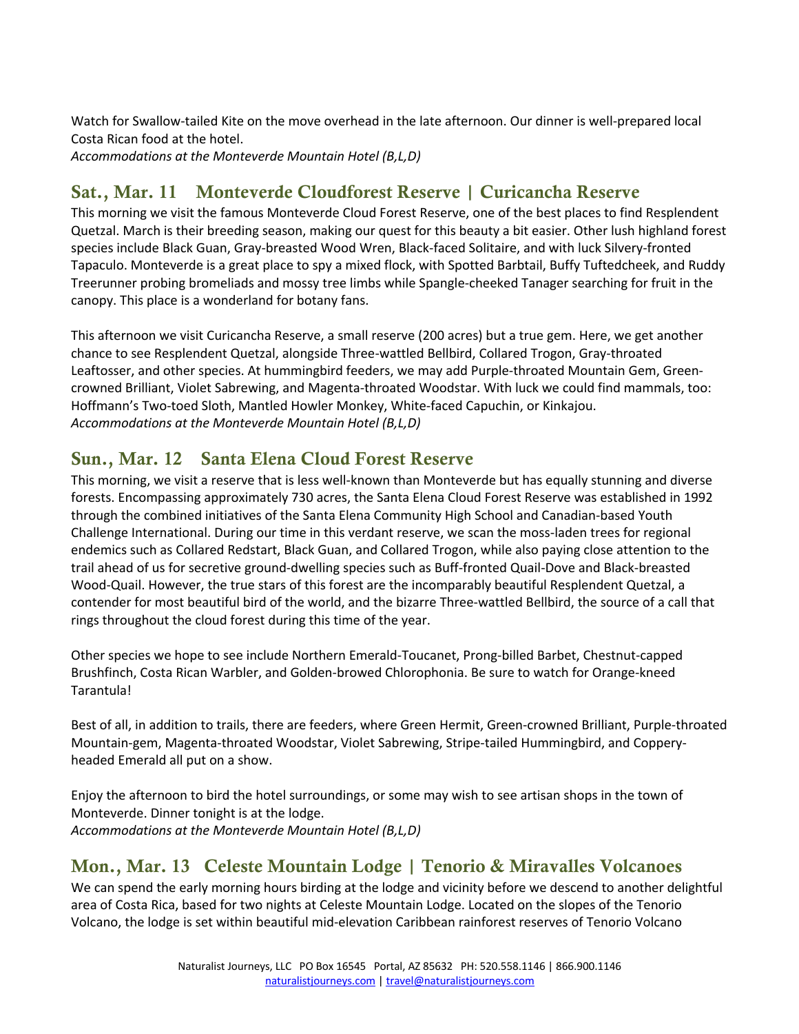Watch for Swallow-tailed Kite on the move overhead in the late afternoon. Our dinner is well-prepared local Costa Rican food at the hotel.
*Accommodations at the Monteverde Mountain Hotel (B,L,D)*

## Sat., Mar. 11 Monteverde Cloudforest Reserve | Curicancha Reserve

This morning we visit the famous Monteverde Cloud Forest Reserve, one of the best places to find Resplendent Quetzal. March is their breeding season, making our quest for this beauty a bit easier. Other lush highland forest species include Black Guan, Gray-breasted Wood Wren, Black-faced Solitaire, and with luck Silvery-fronted Tapaculo. Monteverde is a great place to spy a mixed flock, with Spotted Barbtail, Buffy Tuftedcheek, and Ruddy Treerunner probing bromeliads and mossy tree limbs while Spangle-cheeked Tanager searching for fruit in the canopy. This place is a wonderland for botany fans.

This afternoon we visit Curicancha Reserve, a small reserve (200 acres) but a true gem. Here, we get another chance to see Resplendent Quetzal, alongside Three-wattled Bellbird, Collared Trogon, Gray-throated Leaftosser, and other species. At hummingbird feeders, we may add Purple-throated Mountain Gem, Green-crowned Brilliant, Violet Sabrewing, and Magenta-throated Woodstar. With luck we could find mammals, too: Hoffmann's Two-toed Sloth, Mantled Howler Monkey, White-faced Capuchin, or Kinkajou.
*Accommodations at the Monteverde Mountain Hotel (B,L,D)*

## Sun., Mar. 12 Santa Elena Cloud Forest Reserve

This morning, we visit a reserve that is less well-known than Monteverde but has equally stunning and diverse forests. Encompassing approximately 730 acres, the Santa Elena Cloud Forest Reserve was established in 1992 through the combined initiatives of the Santa Elena Community High School and Canadian-based Youth Challenge International. During our time in this verdant reserve, we scan the moss-laden trees for regional endemics such as Collared Redstart, Black Guan, and Collared Trogon, while also paying close attention to the trail ahead of us for secretive ground-dwelling species such as Buff-fronted Quail-Dove and Black-breasted Wood-Quail. However, the true stars of this forest are the incomparably beautiful Resplendent Quetzal, a contender for most beautiful bird of the world, and the bizarre Three-wattled Bellbird, the source of a call that rings throughout the cloud forest during this time of the year.

Other species we hope to see include Northern Emerald-Toucanet, Prong-billed Barbet, Chestnut-capped Brushfinch, Costa Rican Warbler, and Golden-browed Chlorophonia. Be sure to watch for Orange-kneed Tarantula!

Best of all, in addition to trails, there are feeders, where Green Hermit, Green-crowned Brilliant, Purple-throated Mountain-gem, Magenta-throated Woodstar, Violet Sabrewing, Stripe-tailed Hummingbird, and Coppery-headed Emerald all put on a show.

Enjoy the afternoon to bird the hotel surroundings, or some may wish to see artisan shops in the town of Monteverde. Dinner tonight is at the lodge.
*Accommodations at the Monteverde Mountain Hotel (B,L,D)*

## Mon., Mar. 13 Celeste Mountain Lodge | Tenorio & Miravalles Volcanoes

We can spend the early morning hours birding at the lodge and vicinity before we descend to another delightful area of Costa Rica, based for two nights at Celeste Mountain Lodge. Located on the slopes of the Tenorio Volcano, the lodge is set within beautiful mid-elevation Caribbean rainforest reserves of Tenorio Volcano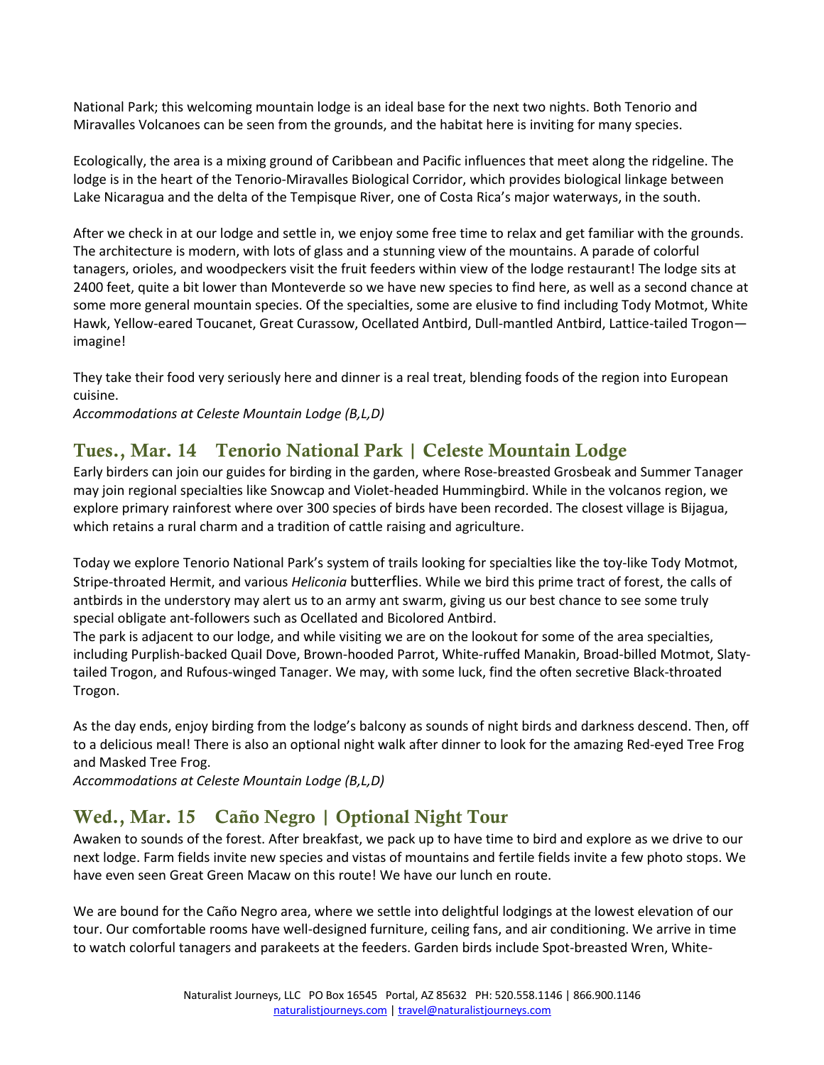National Park; this welcoming mountain lodge is an ideal base for the next two nights. Both Tenorio and Miravalles Volcanoes can be seen from the grounds, and the habitat here is inviting for many species.

Ecologically, the area is a mixing ground of Caribbean and Pacific influences that meet along the ridgeline. The lodge is in the heart of the Tenorio-Miravalles Biological Corridor, which provides biological linkage between Lake Nicaragua and the delta of the Tempisque River, one of Costa Rica's major waterways, in the south.

After we check in at our lodge and settle in, we enjoy some free time to relax and get familiar with the grounds. The architecture is modern, with lots of glass and a stunning view of the mountains. A parade of colorful tanagers, orioles, and woodpeckers visit the fruit feeders within view of the lodge restaurant! The lodge sits at 2400 feet, quite a bit lower than Monteverde so we have new species to find here, as well as a second chance at some more general mountain species. Of the specialties, some are elusive to find including Tody Motmot, White Hawk, Yellow-eared Toucanet, Great Curassow, Ocellated Antbird, Dull-mantled Antbird, Lattice-tailed Trogon—imagine!

They take their food very seriously here and dinner is a real treat, blending foods of the region into European cuisine.

*Accommodations at Celeste Mountain Lodge (B,L,D)*

## Tues., Mar. 14 Tenorio National Park | Celeste Mountain Lodge

Early birders can join our guides for birding in the garden, where Rose-breasted Grosbeak and Summer Tanager may join regional specialties like Snowcap and Violet-headed Hummingbird. While in the volcanos region, we explore primary rainforest where over 300 species of birds have been recorded. The closest village is Bijagua, which retains a rural charm and a tradition of cattle raising and agriculture.

Today we explore Tenorio National Park's system of trails looking for specialties like the toy-like Tody Motmot, Stripe-throated Hermit, and various *Heliconia* butterflies. While we bird this prime tract of forest, the calls of antbirds in the understory may alert us to an army ant swarm, giving us our best chance to see some truly special obligate ant-followers such as Ocellated and Bicolored Antbird.

The park is adjacent to our lodge, and while visiting we are on the lookout for some of the area specialties, including Purplish-backed Quail Dove, Brown-hooded Parrot, White-ruffed Manakin, Broad-billed Motmot, Slaty-tailed Trogon, and Rufous-winged Tanager. We may, with some luck, find the often secretive Black-throated Trogon.

As the day ends, enjoy birding from the lodge's balcony as sounds of night birds and darkness descend. Then, off to a delicious meal! There is also an optional night walk after dinner to look for the amazing Red-eyed Tree Frog and Masked Tree Frog.

*Accommodations at Celeste Mountain Lodge (B,L,D)*

## Wed., Mar. 15 Caño Negro | Optional Night Tour

Awaken to sounds of the forest. After breakfast, we pack up to have time to bird and explore as we drive to our next lodge. Farm fields invite new species and vistas of mountains and fertile fields invite a few photo stops. We have even seen Great Green Macaw on this route! We have our lunch en route.

We are bound for the Caño Negro area, where we settle into delightful lodgings at the lowest elevation of our tour. Our comfortable rooms have well-designed furniture, ceiling fans, and air conditioning. We arrive in time to watch colorful tanagers and parakeets at the feeders. Garden birds include Spot-breasted Wren, White-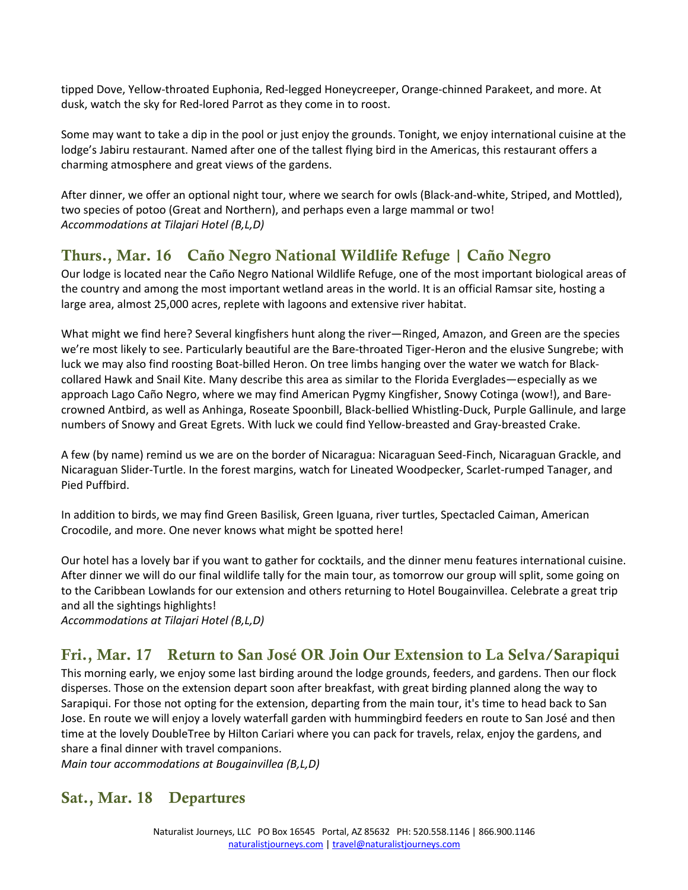tipped Dove, Yellow-throated Euphonia, Red-legged Honeycreeper, Orange-chinned Parakeet, and more. At dusk, watch the sky for Red-lored Parrot as they come in to roost.

Some may want to take a dip in the pool or just enjoy the grounds. Tonight, we enjoy international cuisine at the lodge's Jabiru restaurant. Named after one of the tallest flying bird in the Americas, this restaurant offers a charming atmosphere and great views of the gardens.

After dinner, we offer an optional night tour, where we search for owls (Black-and-white, Striped, and Mottled), two species of potoo (Great and Northern), and perhaps even a large mammal or two!
*Accommodations at Tilajari Hotel (B,L,D)*

## Thurs., Mar. 16 Caño Negro National Wildlife Refuge | Caño Negro

Our lodge is located near the Caño Negro National Wildlife Refuge, one of the most important biological areas of the country and among the most important wetland areas in the world. It is an official Ramsar site, hosting a large area, almost 25,000 acres, replete with lagoons and extensive river habitat.

What might we find here? Several kingfishers hunt along the river—Ringed, Amazon, and Green are the species we're most likely to see. Particularly beautiful are the Bare-throated Tiger-Heron and the elusive Sungrebe; with luck we may also find roosting Boat-billed Heron. On tree limbs hanging over the water we watch for Black-collared Hawk and Snail Kite. Many describe this area as similar to the Florida Everglades—especially as we approach Lago Caño Negro, where we may find American Pygmy Kingfisher, Snowy Cotinga (wow!), and Bare-crowned Antbird, as well as Anhinga, Roseate Spoonbill, Black-bellied Whistling-Duck, Purple Gallinule, and large numbers of Snowy and Great Egrets. With luck we could find Yellow-breasted and Gray-breasted Crake.

A few (by name) remind us we are on the border of Nicaragua: Nicaraguan Seed-Finch, Nicaraguan Grackle, and Nicaraguan Slider-Turtle. In the forest margins, watch for Lineated Woodpecker, Scarlet-rumped Tanager, and Pied Puffbird.

In addition to birds, we may find Green Basilisk, Green Iguana, river turtles, Spectacled Caiman, American Crocodile, and more. One never knows what might be spotted here!

Our hotel has a lovely bar if you want to gather for cocktails, and the dinner menu features international cuisine. After dinner we will do our final wildlife tally for the main tour, as tomorrow our group will split, some going on to the Caribbean Lowlands for our extension and others returning to Hotel Bougainvillea. Celebrate a great trip and all the sightings highlights!
*Accommodations at Tilajari Hotel (B,L,D)*

## Fri., Mar. 17 Return to San José OR Join Our Extension to La Selva/Sarapiqui

This morning early, we enjoy some last birding around the lodge grounds, feeders, and gardens. Then our flock disperses. Those on the extension depart soon after breakfast, with great birding planned along the way to Sarapiqui. For those not opting for the extension, departing from the main tour, it's time to head back to San Jose. En route we will enjoy a lovely waterfall garden with hummingbird feeders en route to San José and then time at the lovely DoubleTree by Hilton Cariari where you can pack for travels, relax, enjoy the gardens, and share a final dinner with travel companions.
*Main tour accommodations at Bougainvillea (B,L,D)*

## Sat., Mar. 18 Departures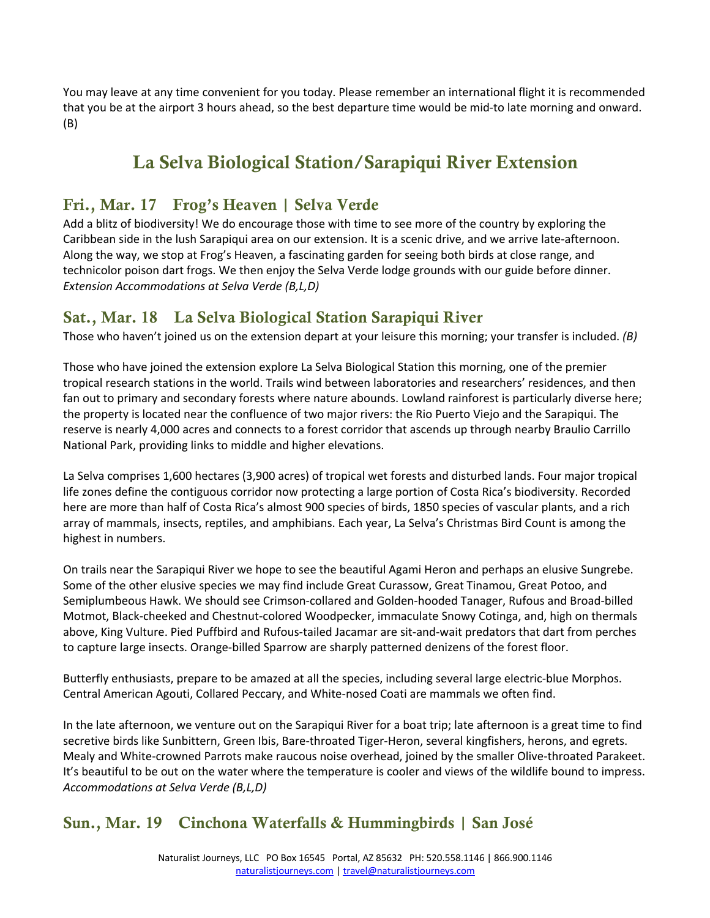You may leave at any time convenient for you today. Please remember an international flight it is recommended that you be at the airport 3 hours ahead, so the best departure time would be mid-to late morning and onward. (B)

# La Selva Biological Station/Sarapiqui River Extension

## Fri., Mar. 17 Frog's Heaven | Selva Verde

Add a blitz of biodiversity! We do encourage those with time to see more of the country by exploring the Caribbean side in the lush Sarapiqui area on our extension. It is a scenic drive, and we arrive late-afternoon. Along the way, we stop at Frog's Heaven, a fascinating garden for seeing both birds at close range, and technicolor poison dart frogs. We then enjoy the Selva Verde lodge grounds with our guide before dinner. *Extension Accommodations at Selva Verde (B,L,D)*

## Sat., Mar. 18 La Selva Biological Station Sarapiqui River

Those who haven't joined us on the extension depart at your leisure this morning; your transfer is included. *(B)*

Those who have joined the extension explore La Selva Biological Station this morning, one of the premier tropical research stations in the world. Trails wind between laboratories and researchers' residences, and then fan out to primary and secondary forests where nature abounds. Lowland rainforest is particularly diverse here; the property is located near the confluence of two major rivers: the Rio Puerto Viejo and the Sarapiqui. The reserve is nearly 4,000 acres and connects to a forest corridor that ascends up through nearby Braulio Carrillo National Park, providing links to middle and higher elevations.

La Selva comprises 1,600 hectares (3,900 acres) of tropical wet forests and disturbed lands. Four major tropical life zones define the contiguous corridor now protecting a large portion of Costa Rica's biodiversity. Recorded here are more than half of Costa Rica's almost 900 species of birds, 1850 species of vascular plants, and a rich array of mammals, insects, reptiles, and amphibians. Each year, La Selva's Christmas Bird Count is among the highest in numbers.

On trails near the Sarapiqui River we hope to see the beautiful Agami Heron and perhaps an elusive Sungrebe. Some of the other elusive species we may find include Great Curassow, Great Tinamou, Great Potoo, and Semiplumbeous Hawk. We should see Crimson-collared and Golden-hooded Tanager, Rufous and Broad-billed Motmot, Black-cheeked and Chestnut-colored Woodpecker, immaculate Snowy Cotinga, and, high on thermals above, King Vulture. Pied Puffbird and Rufous-tailed Jacamar are sit-and-wait predators that dart from perches to capture large insects. Orange-billed Sparrow are sharply patterned denizens of the forest floor.

Butterfly enthusiasts, prepare to be amazed at all the species, including several large electric-blue Morphos. Central American Agouti, Collared Peccary, and White-nosed Coati are mammals we often find.

In the late afternoon, we venture out on the Sarapiqui River for a boat trip; late afternoon is a great time to find secretive birds like Sunbittern, Green Ibis, Bare-throated Tiger-Heron, several kingfishers, herons, and egrets. Mealy and White-crowned Parrots make raucous noise overhead, joined by the smaller Olive-throated Parakeet. It's beautiful to be out on the water where the temperature is cooler and views of the wildlife bound to impress. *Accommodations at Selva Verde (B,L,D)*

## Sun., Mar. 19 Cinchona Waterfalls & Hummingbirds | San José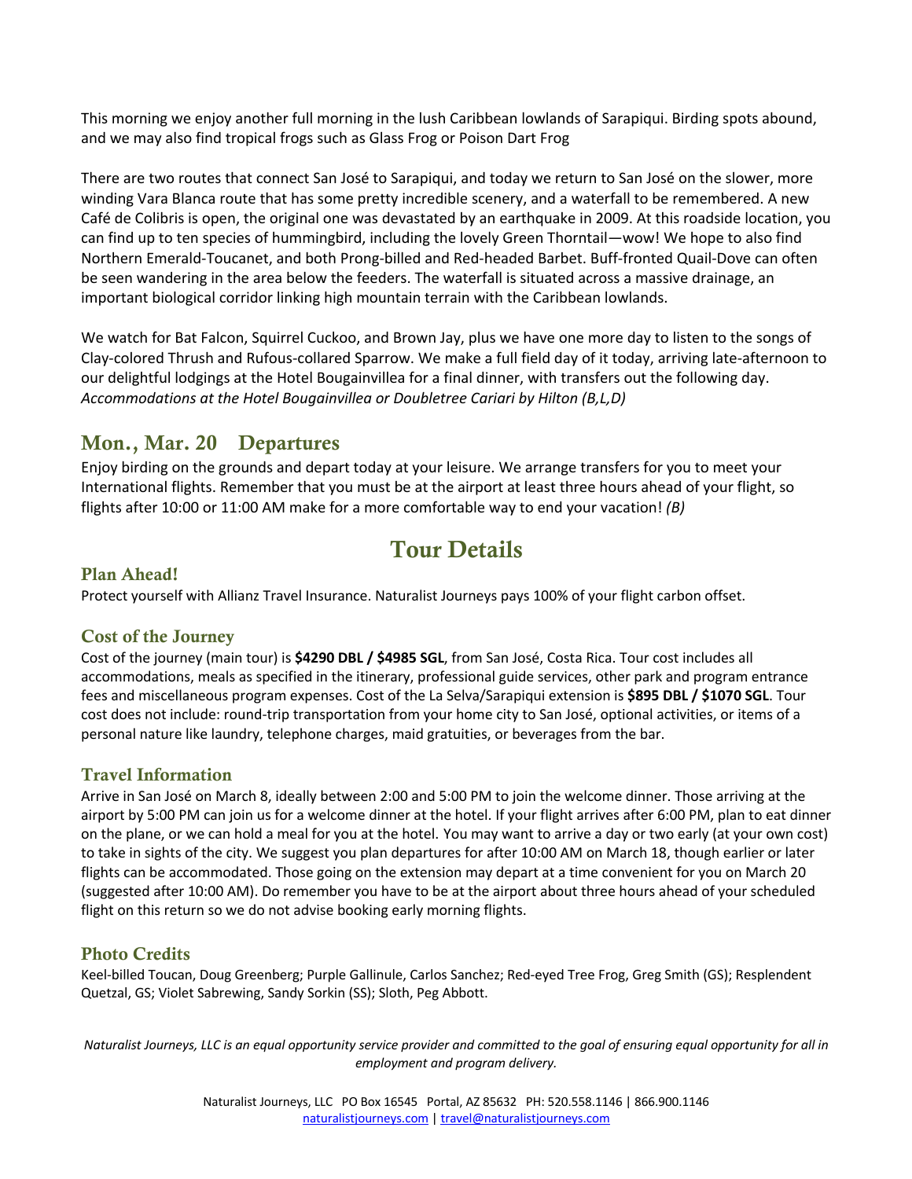This morning we enjoy another full morning in the lush Caribbean lowlands of Sarapiqui. Birding spots abound, and we may also find tropical frogs such as Glass Frog or Poison Dart Frog

There are two routes that connect San José to Sarapiqui, and today we return to San José on the slower, more winding Vara Blanca route that has some pretty incredible scenery, and a waterfall to be remembered. A new Café de Colibris is open, the original one was devastated by an earthquake in 2009. At this roadside location, you can find up to ten species of hummingbird, including the lovely Green Thorntail—wow! We hope to also find Northern Emerald-Toucanet, and both Prong-billed and Red-headed Barbet. Buff-fronted Quail-Dove can often be seen wandering in the area below the feeders. The waterfall is situated across a massive drainage, an important biological corridor linking high mountain terrain with the Caribbean lowlands.

We watch for Bat Falcon, Squirrel Cuckoo, and Brown Jay, plus we have one more day to listen to the songs of Clay-colored Thrush and Rufous-collared Sparrow. We make a full field day of it today, arriving late-afternoon to our delightful lodgings at the Hotel Bougainvillea for a final dinner, with transfers out the following day.
*Accommodations at the Hotel Bougainvillea or Doubletree Cariari by Hilton (B,L,D)*

## Mon., Mar. 20 Departures

Enjoy birding on the grounds and depart today at your leisure. We arrange transfers for you to meet your International flights. Remember that you must be at the airport at least three hours ahead of your flight, so flights after 10:00 or 11:00 AM make for a more comfortable way to end your vacation! *(B)*

# Tour Details

### Plan Ahead!

Protect yourself with Allianz Travel Insurance. Naturalist Journeys pays 100% of your flight carbon offset.

### Cost of the Journey

Cost of the journey (main tour) is **$4290 DBL / $4985 SGL**, from San José, Costa Rica. Tour cost includes all accommodations, meals as specified in the itinerary, professional guide services, other park and program entrance fees and miscellaneous program expenses. Cost of the La Selva/Sarapiqui extension is **$895 DBL / $1070 SGL**. Tour cost does not include: round-trip transportation from your home city to San José, optional activities, or items of a personal nature like laundry, telephone charges, maid gratuities, or beverages from the bar.

### Travel Information

Arrive in San José on March 8, ideally between 2:00 and 5:00 PM to join the welcome dinner. Those arriving at the airport by 5:00 PM can join us for a welcome dinner at the hotel. If your flight arrives after 6:00 PM, plan to eat dinner on the plane, or we can hold a meal for you at the hotel. You may want to arrive a day or two early (at your own cost) to take in sights of the city. We suggest you plan departures for after 10:00 AM on March 18, though earlier or later flights can be accommodated. Those going on the extension may depart at a time convenient for you on March 20 (suggested after 10:00 AM). Do remember you have to be at the airport about three hours ahead of your scheduled flight on this return so we do not advise booking early morning flights.

### Photo Credits

Keel-billed Toucan, Doug Greenberg; Purple Gallinule, Carlos Sanchez; Red-eyed Tree Frog, Greg Smith (GS); Resplendent Quetzal, GS; Violet Sabrewing, Sandy Sorkin (SS); Sloth, Peg Abbott.

*Naturalist Journeys, LLC is an equal opportunity service provider and committed to the goal of ensuring equal opportunity for all in employment and program delivery.*

Naturalist Journeys, LLC PO Box 16545 Portal, AZ 85632 PH: 520.558.1146 | 866.900.1146
naturalistjourneys.com | travel@naturalistjourneys.com